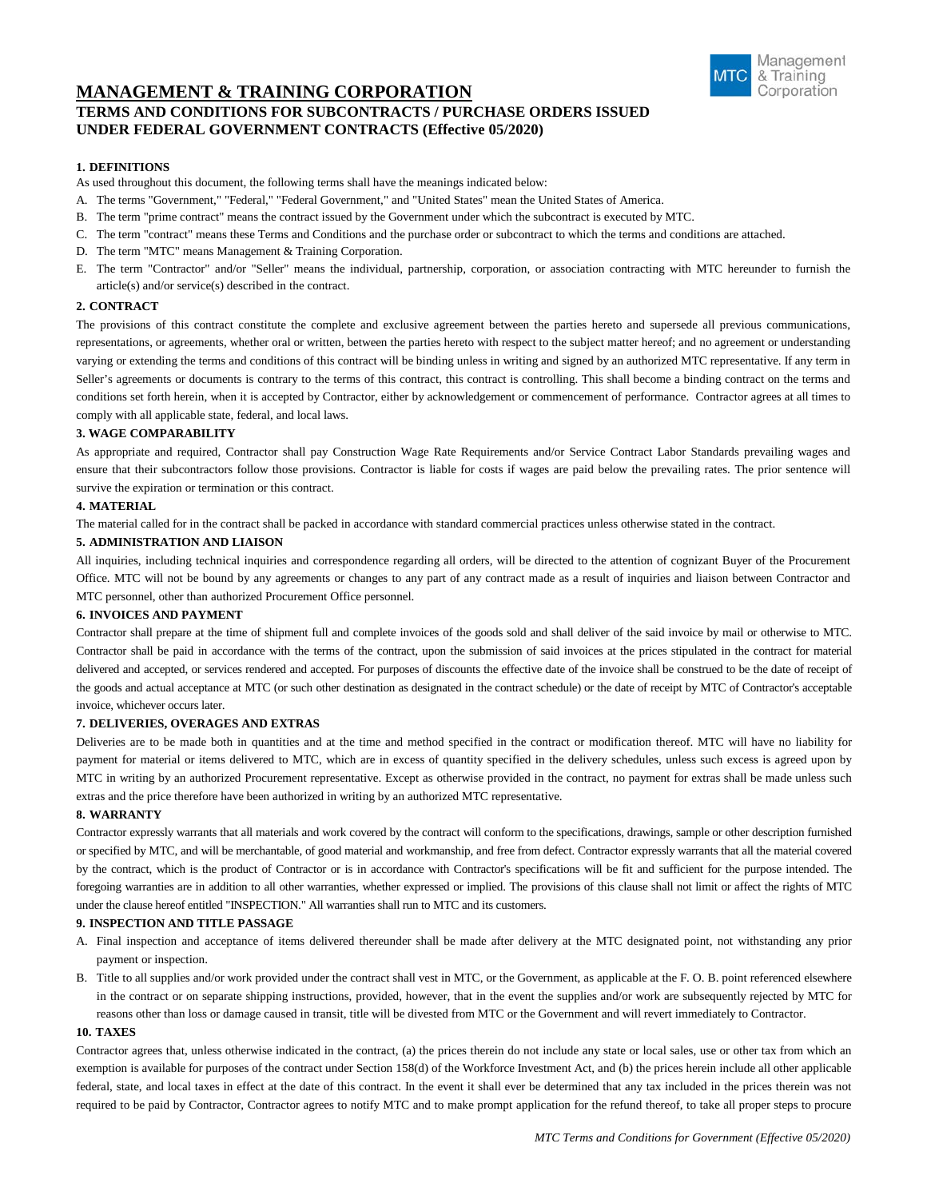# MANAGEMENT & TRAINING CORPORATION

## TERMS AND CONDITIONS FOR SUBCONTRACTS / PURCHASE ORDERS ISSUED UNDER FEDERAL GOVERNMENT CONTRACTS (Effective 05/2020)

### 1. DEFINITIONS

As used throughout this document, the following terms shall have the meanings indicated below:

A. The terms "Government," "Federal," "Federal Government," and "United States" mean the United States of America.

B. The term "prime contract" means the contract issued by the Government under which the subcontract is executed by MTC.

C. The term "contract" means these Terms and Conditions and the purchase order or subcontract to which the terms and conditions are attached.

D. The term "MTC" means Management & Training Corporation.

E. The term "Contractor" and/or "Seller" means the individual, partnership, corporation, or association contracting with MTC hereunder to furnish the article(s) and/or service(s) described in the contract.

### 2. CONTRACT

The provisions of this contract constitute the complete and exclusive agreement between the parties hereto and supersede all previous communications, representations, or agreements, whether oral or written, between the parties hereto with respect to the subject matter hereof; and no agreement or understanding varying or extending the terms and conditions of this contract will be binding unless in writing and signed by an authorized MTC representative. If any term in Seller's agreements or documents is contrary to the terms of this contract, this contract is controlling. This shall become a binding contract on the terms and conditions set forth herein, when it is accepted by Contractor, either by acknowledgement or commencement of performance. Contractor agrees at all times to comply with all applicable state, federal, and local laws.

### 3. WAGE COMPARABILITY

As appropriate and required, Contractor shall pay Construction Wage Rate Requirements and/or Service Contract Labor Standards prevailing wages and ensure that their subcontractors follow those provisions. Contractor is liable for costs if wages are paid below the prevailing rates. The prior sentence will survive the expiration or termination or this contract.

### 4. MATERIAL

The material called for in the contract shall be packed in accordance with standard commercial practices unless otherwise stated in the contract.

### 5. ADMINISTRATION AND LIAISON

All inquiries, including technical inquiries and correspondence regarding all orders, will be directed to the attention of cognizant Buyer of the Procurement Office. MTC will not be bound by any agreements or changes to any part of any contract made as a result of inquiries and liaison between Contractor and MTC personnel, other than authorized Procurement Office personnel.

### 6. INVOICES AND PAYMENT

Contractor shall prepare at the time of shipment full and complete invoices of the goods sold and shall deliver of the said invoice by mail or otherwise to MTC. Contractor shall be paid in accordance with the terms of the contract, upon the submission of said invoices at the prices stipulated in the contract for material delivered and accepted, or services rendered and accepted. For purposes of discounts the effective date of the invoice shall be construed to be the date of receipt of the goods and actual acceptance at MTC (or such other destination as designated in the contract schedule) or the date of receipt by MTC of Contractor's acceptable invoice, whichever occurs later.

### 7. DELIVERIES, OVERAGES AND EXTRAS

Deliveries are to be made both in quantities and at the time and method specified in the contract or modification thereof. MTC will have no liability for payment for material or items delivered to MTC, which are in excess of quantity specified in the delivery schedules, unless such excess is agreed upon by MTC in writing by an authorized Procurement representative. Except as otherwise provided in the contract, no payment for extras shall be made unless such extras and the price therefore have been authorized in writing by an authorized MTC representative.

### 8. WARRANTY

Contractor expressly warrants that all materials and work covered by the contract will conform to the specifications, drawings, sample or other description furnished or specified by MTC, and will be merchantable, of good material and workmanship, and free from defect. Contractor expressly warrants that all the material covered by the contract, which is the product of Contractor or is in accordance with Contractor's specifications will be fit and sufficient for the purpose intended. The foregoing warranties are in addition to all other warranties, whether expressed or implied. The provisions of this clause shall not limit or affect the rights of MTC under the clause hereof entitled "INSPECTION." All warranties shall run to MTC and its customers.

### 9. INSPECTION AND TITLE PASSAGE

A. Final inspection and acceptance of items delivered thereunder shall be made after delivery at the MTC designated point, not withstanding any prior payment or inspection.

B. Title to all supplies and/or work provided under the contract shall vest in MTC, or the Government, as applicable at the F. O. B. point referenced elsewhere in the contract or on separate shipping instructions, provided, however, that in the event the supplies and/or work are subsequently rejected by MTC for reasons other than loss or damage caused in transit, title will be divested from MTC or the Government and will revert immediately to Contractor.

### 10. TAXES

Contractor agrees that, unless otherwise indicated in the contract, (a) the prices therein do not include any state or local sales, use or other tax from which an exemption is available for purposes of the contract under Section 158(d) of the Workforce Investment Act, and (b) the prices herein include all other applicable federal, state, and local taxes in effect at the date of this contract. In the event it shall ever be determined that any tax included in the prices therein was not required to be paid by Contractor, Contractor agrees to notify MTC and to make prompt application for the refund thereof, to take all proper steps to procure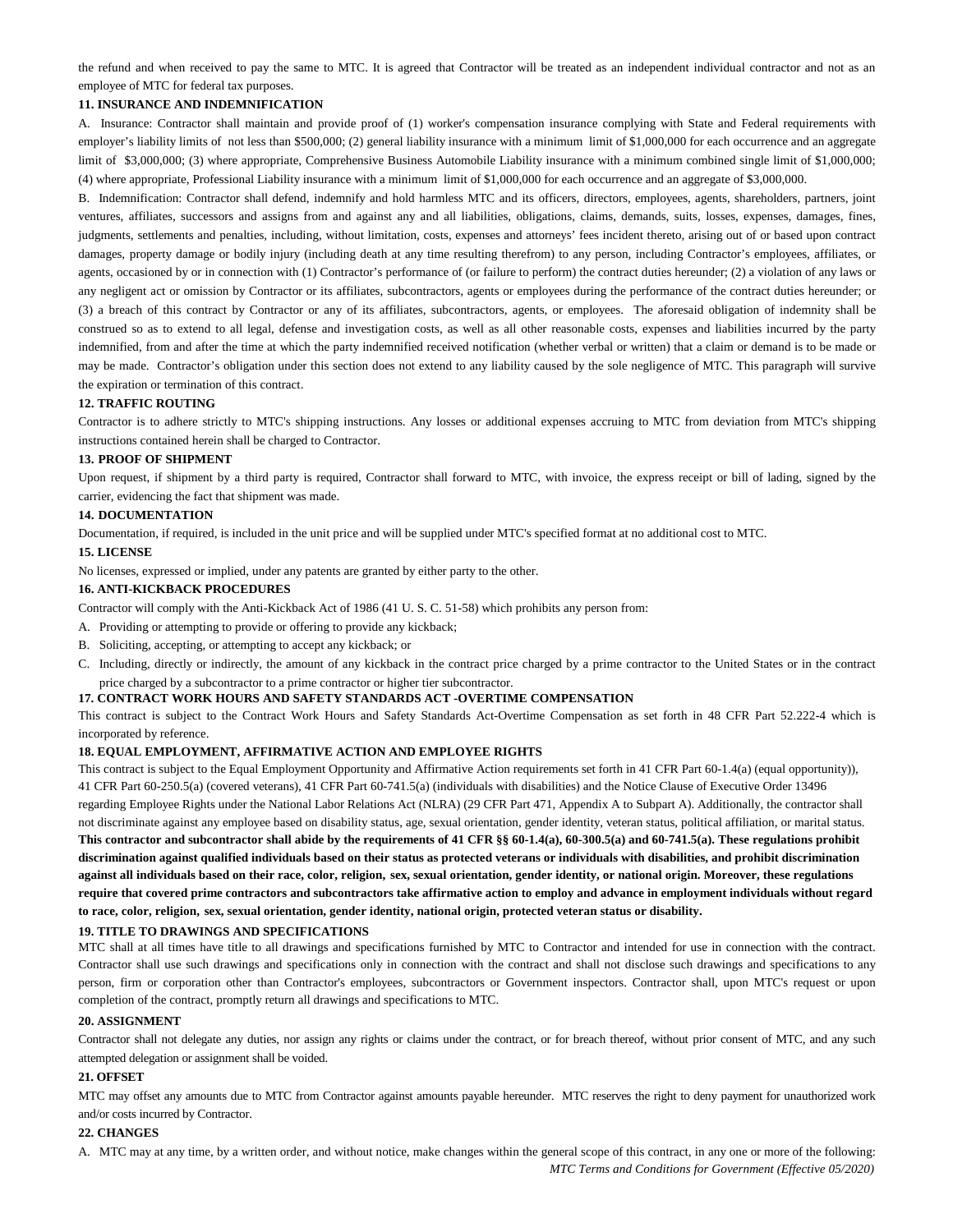the refund and when received to pay the same to MTC. It is agreed that Contractor will be treated as an independent individual contractor and not as an employee of MTC for federal tax purposes.

**11. INSURANCE AND INDEMNIFICATION**

A. Insurance: Contractor shall maintain and provide proof of (1) worker's compensation insurance complying with State and Federal requirements with employer's liability limits of not less than $500,000; (2) general liability insurance with a minimum limit of $1,000,000 for each occurrence and an aggregate limit of $3,000,000; (3) where appropriate, Comprehensive Business Automobile Liability insurance with a minimum combined single limit of $1,000,000; (4) where appropriate, Professional Liability insurance with a minimum limit of $1,000,000 for each occurrence and an aggregate of $3,000,000.

B. Indemnification: Contractor shall defend, indemnify and hold harmless MTC and its officers, directors, employees, agents, shareholders, partners, joint ventures, affiliates, successors and assigns from and against any and all liabilities, obligations, claims, demands, suits, losses, expenses, damages, fines, judgments, settlements and penalties, including, without limitation, costs, expenses and attorneys' fees incident thereto, arising out of or based upon contract damages, property damage or bodily injury (including death at any time resulting therefrom) to any person, including Contractor's employees, affiliates, or agents, occasioned by or in connection with (1) Contractor's performance of (or failure to perform) the contract duties hereunder; (2) a violation of any laws or any negligent act or omission by Contractor or its affiliates, subcontractors, agents or employees during the performance of the contract duties hereunder; or (3) a breach of this contract by Contractor or any of its affiliates, subcontractors, agents, or employees. The aforesaid obligation of indemnity shall be construed so as to extend to all legal, defense and investigation costs, as well as all other reasonable costs, expenses and liabilities incurred by the party indemnified, from and after the time at which the party indemnified received notification (whether verbal or written) that a claim or demand is to be made or may be made. Contractor's obligation under this section does not extend to any liability caused by the sole negligence of MTC. This paragraph will survive the expiration or termination of this contract.

**12. TRAFFIC ROUTING**

Contractor is to adhere strictly to MTC's shipping instructions. Any losses or additional expenses accruing to MTC from deviation from MTC's shipping instructions contained herein shall be charged to Contractor.

**13. PROOF OF SHIPMENT**

Upon request, if shipment by a third party is required, Contractor shall forward to MTC, with invoice, the express receipt or bill of lading, signed by the carrier, evidencing the fact that shipment was made.

**14. DOCUMENTATION**

Documentation, if required, is included in the unit price and will be supplied under MTC's specified format at no additional cost to MTC.

**15. LICENSE**

No licenses, expressed or implied, under any patents are granted by either party to the other.

**16. ANTI-KICKBACK PROCEDURES**

Contractor will comply with the Anti-Kickback Act of 1986 (41 U. S. C. 51-58) which prohibits any person from:

A. Providing or attempting to provide or offering to provide any kickback;

B. Soliciting, accepting, or attempting to accept any kickback; or

C. Including, directly or indirectly, the amount of any kickback in the contract price charged by a prime contractor to the United States or in the contract price charged by a subcontractor to a prime contractor or higher tier subcontractor.

**17. CONTRACT WORK HOURS AND SAFETY STANDARDS ACT -OVERTIME COMPENSATION**

This contract is subject to the Contract Work Hours and Safety Standards Act-Overtime Compensation as set forth in 48 CFR Part 52.222-4 which is incorporated by reference.

**18. EQUAL EMPLOYMENT, AFFIRMATIVE ACTION AND EMPLOYEE RIGHTS**

This contract is subject to the Equal Employment Opportunity and Affirmative Action requirements set forth in 41 CFR Part 60-1.4(a) (equal opportunity)), 41 CFR Part 60-250.5(a) (covered veterans), 41 CFR Part 60-741.5(a) (individuals with disabilities) and the Notice Clause of Executive Order 13496 regarding Employee Rights under the National Labor Relations Act (NLRA) (29 CFR Part 471, Appendix A to Subpart A). Additionally, the contractor shall not discriminate against any employee based on disability status, age, sexual orientation, gender identity, veteran status, political affiliation, or marital status. **This contractor and subcontractor shall abide by the requirements of 41 CFR §§ 60-1.4(a), 60-300.5(a) and 60-741.5(a). These regulations prohibit discrimination against qualified individuals based on their status as protected veterans or individuals with disabilities, and prohibit discrimination against all individuals based on their race, color, religion, sex, sexual orientation, gender identity, or national origin. Moreover, these regulations require that covered prime contractors and subcontractors take affirmative action to employ and advance in employment individuals without regard to race, color, religion, sex, sexual orientation, gender identity, national origin, protected veteran status or disability.**

**19. TITLE TO DRAWINGS AND SPECIFICATIONS**

MTC shall at all times have title to all drawings and specifications furnished by MTC to Contractor and intended for use in connection with the contract. Contractor shall use such drawings and specifications only in connection with the contract and shall not disclose such drawings and specifications to any person, firm or corporation other than Contractor's employees, subcontractors or Government inspectors. Contractor shall, upon MTC's request or upon completion of the contract, promptly return all drawings and specifications to MTC.

**20. ASSIGNMENT**

Contractor shall not delegate any duties, nor assign any rights or claims under the contract, or for breach thereof, without prior consent of MTC, and any such attempted delegation or assignment shall be voided.

**21. OFFSET**

MTC may offset any amounts due to MTC from Contractor against amounts payable hereunder. MTC reserves the right to deny payment for unauthorized work and/or costs incurred by Contractor.

**22. CHANGES**

A. MTC may at any time, by a written order, and without notice, make changes within the general scope of this contract, in any one or more of the following: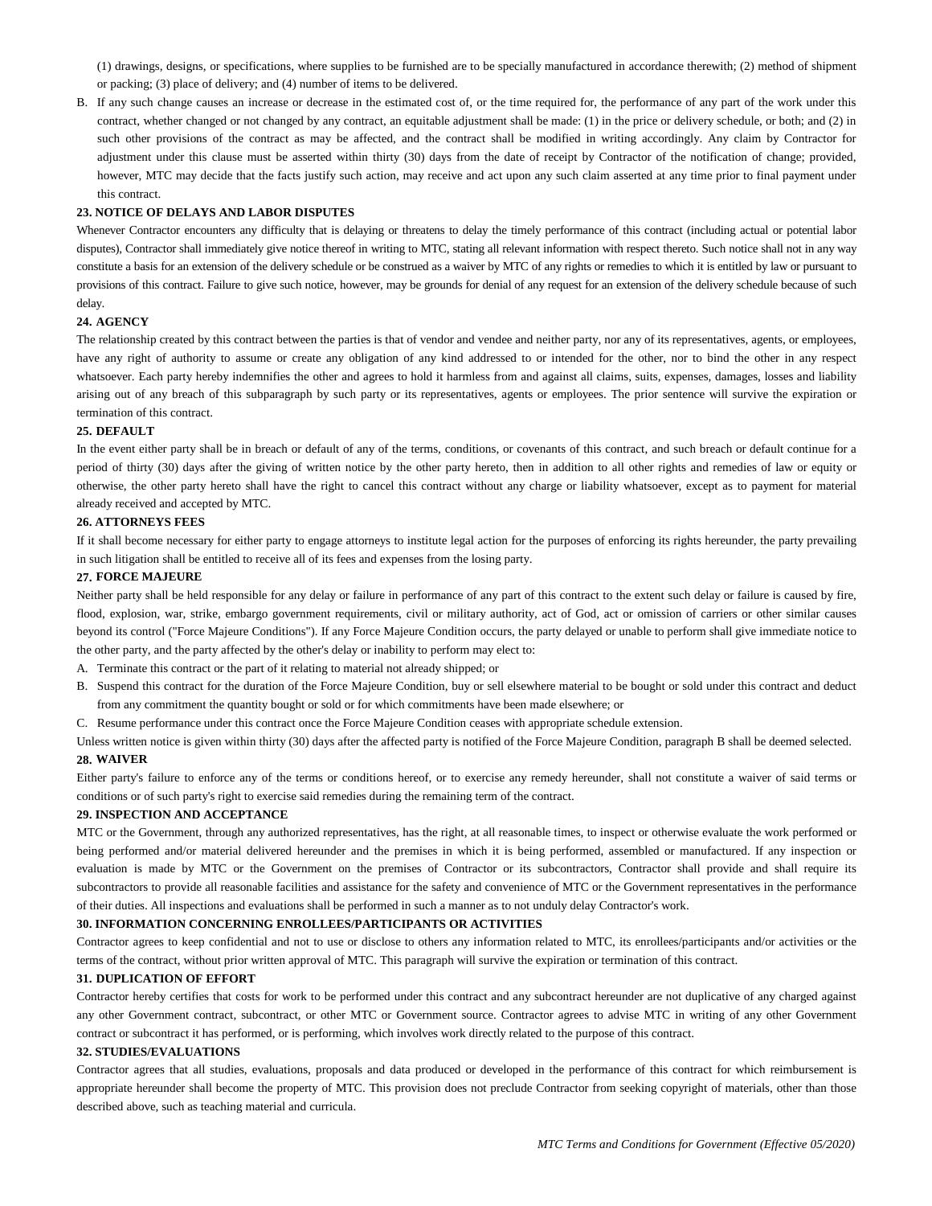(1) drawings, designs, or specifications, where supplies to be furnished are to be specially manufactured in accordance therewith; (2) method of shipment or packing; (3) place of delivery; and (4) number of items to be delivered.

B. If any such change causes an increase or decrease in the estimated cost of, or the time required for, the performance of any part of the work under this contract, whether changed or not changed by any contract, an equitable adjustment shall be made: (1) in the price or delivery schedule, or both; and (2) in such other provisions of the contract as may be affected, and the contract shall be modified in writing accordingly. Any claim by Contractor for adjustment under this clause must be asserted within thirty (30) days from the date of receipt by Contractor of the notification of change; provided, however, MTC may decide that the facts justify such action, may receive and act upon any such claim asserted at any time prior to final payment under this contract.

**23. NOTICE OF DELAYS AND LABOR DISPUTES**

Whenever Contractor encounters any difficulty that is delaying or threatens to delay the timely performance of this contract (including actual or potential labor disputes), Contractor shall immediately give notice thereof in writing to MTC, stating all relevant information with respect thereto. Such notice shall not in any way constitute a basis for an extension of the delivery schedule or be construed as a waiver by MTC of any rights or remedies to which it is entitled by law or pursuant to provisions of this contract. Failure to give such notice, however, may be grounds for denial of any request for an extension of the delivery schedule because of such delay.

**24. AGENCY**

The relationship created by this contract between the parties is that of vendor and vendee and neither party, nor any of its representatives, agents, or employees, have any right of authority to assume or create any obligation of any kind addressed to or intended for the other, nor to bind the other in any respect whatsoever. Each party hereby indemnifies the other and agrees to hold it harmless from and against all claims, suits, expenses, damages, losses and liability arising out of any breach of this subparagraph by such party or its representatives, agents or employees. The prior sentence will survive the expiration or termination of this contract.

**25. DEFAULT**

In the event either party shall be in breach or default of any of the terms, conditions, or covenants of this contract, and such breach or default continue for a period of thirty (30) days after the giving of written notice by the other party hereto, then in addition to all other rights and remedies of law or equity or otherwise, the other party hereto shall have the right to cancel this contract without any charge or liability whatsoever, except as to payment for material already received and accepted by MTC.

**26. ATTORNEYS FEES**

If it shall become necessary for either party to engage attorneys to institute legal action for the purposes of enforcing its rights hereunder, the party prevailing in such litigation shall be entitled to receive all of its fees and expenses from the losing party.

**27. FORCE MAJEURE**

Neither party shall be held responsible for any delay or failure in performance of any part of this contract to the extent such delay or failure is caused by fire, flood, explosion, war, strike, embargo government requirements, civil or military authority, act of God, act or omission of carriers or other similar causes beyond its control ("Force Majeure Conditions"). If any Force Majeure Condition occurs, the party delayed or unable to perform shall give immediate notice to the other party, and the party affected by the other's delay or inability to perform may elect to:

A. Terminate this contract or the part of it relating to material not already shipped; or

B. Suspend this contract for the duration of the Force Majeure Condition, buy or sell elsewhere material to be bought or sold under this contract and deduct from any commitment the quantity bought or sold or for which commitments have been made elsewhere; or

C. Resume performance under this contract once the Force Majeure Condition ceases with appropriate schedule extension.

Unless written notice is given within thirty (30) days after the affected party is notified of the Force Majeure Condition, paragraph B shall be deemed selected.

**28. WAIVER**

Either party's failure to enforce any of the terms or conditions hereof, or to exercise any remedy hereunder, shall not constitute a waiver of said terms or conditions or of such party's right to exercise said remedies during the remaining term of the contract.

**29. INSPECTION AND ACCEPTANCE**

MTC or the Government, through any authorized representatives, has the right, at all reasonable times, to inspect or otherwise evaluate the work performed or being performed and/or material delivered hereunder and the premises in which it is being performed, assembled or manufactured. If any inspection or evaluation is made by MTC or the Government on the premises of Contractor or its subcontractors, Contractor shall provide and shall require its subcontractors to provide all reasonable facilities and assistance for the safety and convenience of MTC or the Government representatives in the performance of their duties. All inspections and evaluations shall be performed in such a manner as to not unduly delay Contractor's work.

**30. INFORMATION CONCERNING ENROLLEES/PARTICIPANTS OR ACTIVITIES**

Contractor agrees to keep confidential and not to use or disclose to others any information related to MTC, its enrollees/participants and/or activities or the terms of the contract, without prior written approval of MTC. This paragraph will survive the expiration or termination of this contract.

**31. DUPLICATION OF EFFORT**

Contractor hereby certifies that costs for work to be performed under this contract and any subcontract hereunder are not duplicative of any charged against any other Government contract, subcontract, or other MTC or Government source. Contractor agrees to advise MTC in writing of any other Government contract or subcontract it has performed, or is performing, which involves work directly related to the purpose of this contract.

**32. STUDIES/EVALUATIONS**

Contractor agrees that all studies, evaluations, proposals and data produced or developed in the performance of this contract for which reimbursement is appropriate hereunder shall become the property of MTC. This provision does not preclude Contractor from seeking copyright of materials, other than those described above, such as teaching material and curricula.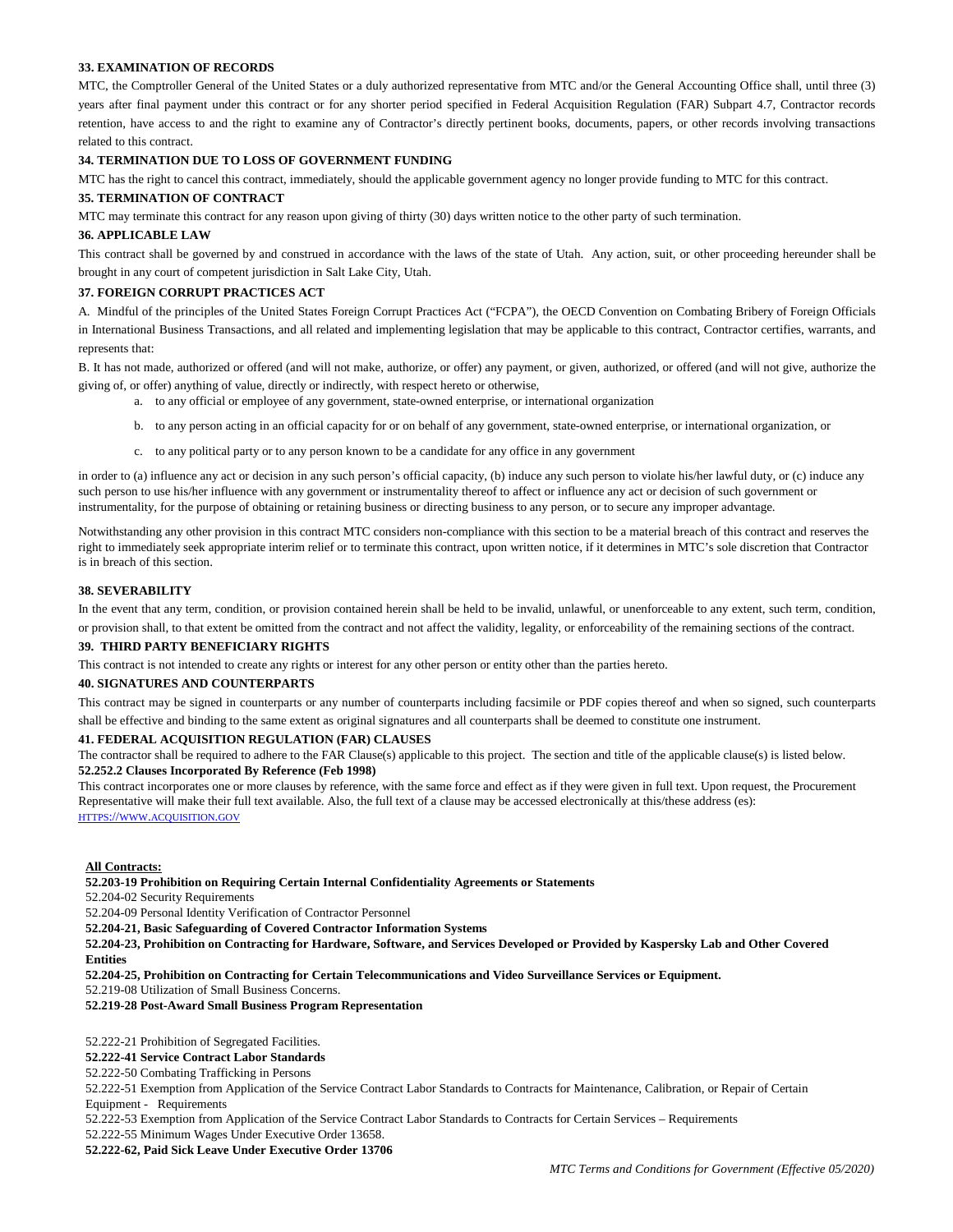**33. EXAMINATION OF RECORDS**

MTC, the Comptroller General of the United States or a duly authorized representative from MTC and/or the General Accounting Office shall, until three (3) years after final payment under this contract or for any shorter period specified in Federal Acquisition Regulation (FAR) Subpart 4.7, Contractor records retention, have access to and the right to examine any of Contractor's directly pertinent books, documents, papers, or other records involving transactions related to this contract.

**34. TERMINATION DUE TO LOSS OF GOVERNMENT FUNDING**

MTC has the right to cancel this contract, immediately, should the applicable government agency no longer provide funding to MTC for this contract.

**35. TERMINATION OF CONTRACT**

MTC may terminate this contract for any reason upon giving of thirty (30) days written notice to the other party of such termination.

**36. APPLICABLE LAW**

This contract shall be governed by and construed in accordance with the laws of the state of Utah. Any action, suit, or other proceeding hereunder shall be brought in any court of competent jurisdiction in Salt Lake City, Utah.

**37. FOREIGN CORRUPT PRACTICES ACT**

A. Mindful of the principles of the United States Foreign Corrupt Practices Act ("FCPA"), the OECD Convention on Combating Bribery of Foreign Officials in International Business Transactions, and all related and implementing legislation that may be applicable to this contract, Contractor certifies, warrants, and represents that:

B. It has not made, authorized or offered (and will not make, authorize, or offer) any payment, or given, authorized, or offered (and will not give, authorize the giving of, or offer) anything of value, directly or indirectly, with respect hereto or otherwise,

a. to any official or employee of any government, state-owned enterprise, or international organization

b. to any person acting in an official capacity for or on behalf of any government, state-owned enterprise, or international organization, or

c. to any political party or to any person known to be a candidate for any office in any government

in order to (a) influence any act or decision in any such person's official capacity, (b) induce any such person to violate his/her lawful duty, or (c) induce any such person to use his/her influence with any government or instrumentality thereof to affect or influence any act or decision of such government or instrumentality, for the purpose of obtaining or retaining business or directing business to any person, or to secure any improper advantage.

Notwithstanding any other provision in this contract MTC considers non-compliance with this section to be a material breach of this contract and reserves the right to immediately seek appropriate interim relief or to terminate this contract, upon written notice, if it determines in MTC's sole discretion that Contractor is in breach of this section.

**38. SEVERABILITY**

In the event that any term, condition, or provision contained herein shall be held to be invalid, unlawful, or unenforceable to any extent, such term, condition, or provision shall, to that extent be omitted from the contract and not affect the validity, legality, or enforceability of the remaining sections of the contract.

**39. THIRD PARTY BENEFICIARY RIGHTS**

This contract is not intended to create any rights or interest for any other person or entity other than the parties hereto.

**40. SIGNATURES AND COUNTERPARTS**

This contract may be signed in counterparts or any number of counterparts including facsimile or PDF copies thereof and when so signed, such counterparts shall be effective and binding to the same extent as original signatures and all counterparts shall be deemed to constitute one instrument.

**41. FEDERAL ACQUISITION REGULATION (FAR) CLAUSES**

The contractor shall be required to adhere to the FAR Clause(s) applicable to this project. The section and title of the applicable clause(s) is listed below.

**52.252.2 Clauses Incorporated By Reference (Feb 1998)**

This contract incorporates one or more clauses by reference, with the same force and effect as if they were given in full text. Upon request, the Procurement Representative will make their full text available. Also, the full text of a clause may be accessed electronically at this/these address (es): HTTPS://WWW.ACQUISITION.GOV

**All Contracts:**

**52.203-19 Prohibition on Requiring Certain Internal Confidentiality Agreements or Statements**

52.204-02 Security Requirements

52.204-09 Personal Identity Verification of Contractor Personnel

**52.204-21, Basic Safeguarding of Covered Contractor Information Systems**

**52.204-23, Prohibition on Contracting for Hardware, Software, and Services Developed or Provided by Kaspersky Lab and Other Covered Entities**

**52.204-25, Prohibition on Contracting for Certain Telecommunications and Video Surveillance Services or Equipment.**

52.219-08 Utilization of Small Business Concerns.

**52.219-28 Post-Award Small Business Program Representation**

52.222-21 Prohibition of Segregated Facilities.

**52.222-41 Service Contract Labor Standards**

52.222-50 Combating Trafficking in Persons

52.222-51 Exemption from Application of the Service Contract Labor Standards to Contracts for Maintenance, Calibration, or Repair of Certain Equipment - Requirements

52.222-53 Exemption from Application of the Service Contract Labor Standards to Contracts for Certain Services – Requirements

52.222-55 Minimum Wages Under Executive Order 13658.

**52.222-62, Paid Sick Leave Under Executive Order 13706**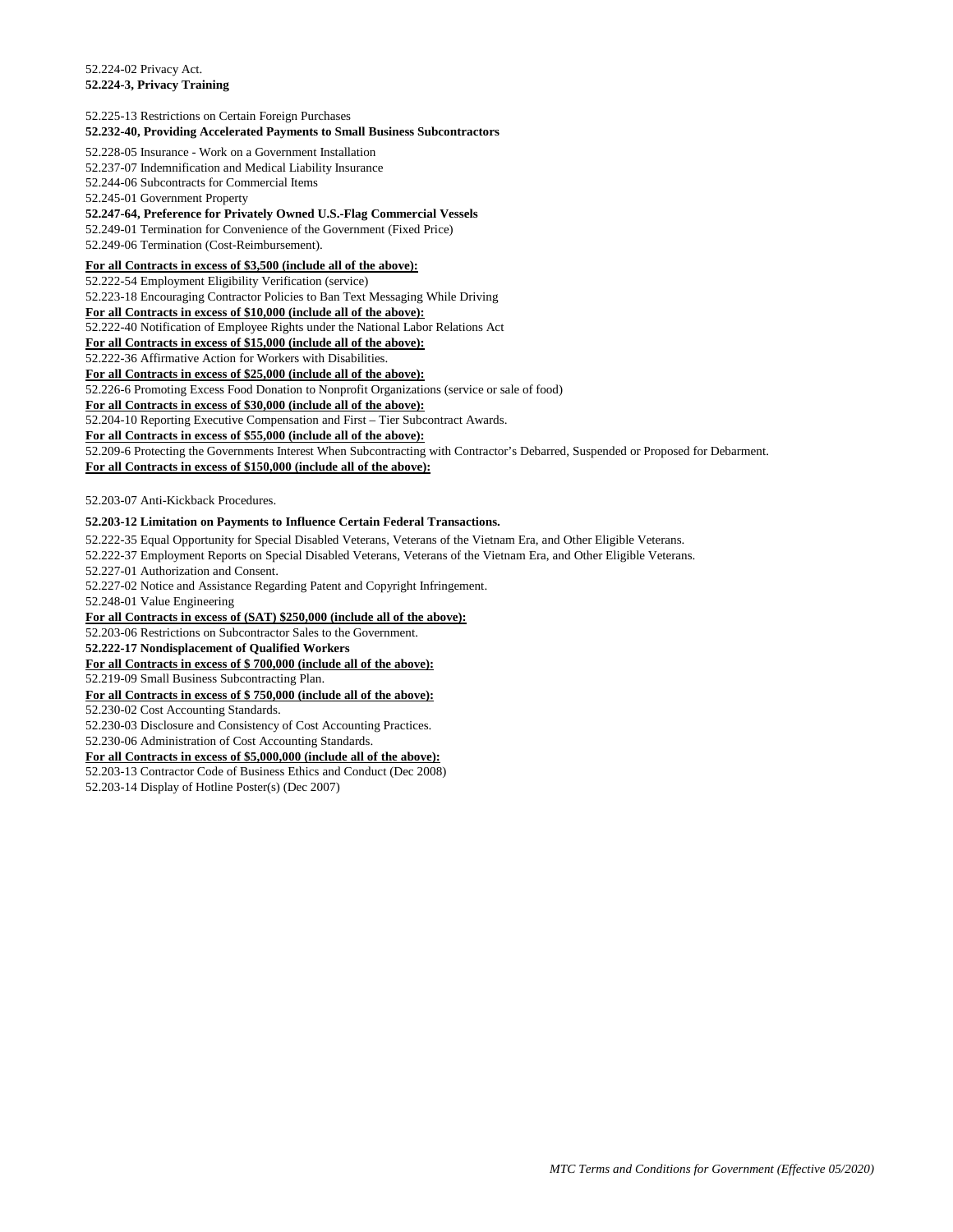52.224-02 Privacy Act.
**52.224-3, Privacy Training**

52.225-13 Restrictions on Certain Foreign Purchases
**52.232-40, Providing Accelerated Payments to Small Business Subcontractors**

52.228-05 Insurance - Work on a Government Installation
52.237-07 Indemnification and Medical Liability Insurance
52.244-06 Subcontracts for Commercial Items
52.245-01 Government Property
**52.247-64, Preference for Privately Owned U.S.-Flag Commercial Vessels**
52.249-01 Termination for Convenience of the Government (Fixed Price)
52.249-06 Termination (Cost-Reimbursement).

**<u>For all Contracts in excess of $3,500 (include all of the above):</u>**
52.222-54 Employment Eligibility Verification (service)
52.223-18 Encouraging Contractor Policies to Ban Text Messaging While Driving
**<u>For all Contracts in excess of $10,000 (include all of the above):</u>**
52.222-40 Notification of Employee Rights under the National Labor Relations Act
**<u>For all Contracts in excess of $15,000 (include all of the above):</u>**
52.222-36 Affirmative Action for Workers with Disabilities.
**<u>For all Contracts in excess of $25,000 (include all of the above):</u>**
52.226-6 Promoting Excess Food Donation to Nonprofit Organizations (service or sale of food)
**<u>For all Contracts in excess of $30,000 (include all of the above):</u>**
52.204-10 Reporting Executive Compensation and First – Tier Subcontract Awards.
**<u>For all Contracts in excess of $55,000 (include all of the above):</u>**
52.209-6 Protecting the Governments Interest When Subcontracting with Contractor's Debarred, Suspended or Proposed for Debarment.
**<u>For all Contracts in excess of $150,000 (include all of the above):</u>**

52.203-07 Anti-Kickback Procedures.

**52.203-12 Limitation on Payments to Influence Certain Federal Transactions.**

52.222-35 Equal Opportunity for Special Disabled Veterans, Veterans of the Vietnam Era, and Other Eligible Veterans.
52.222-37 Employment Reports on Special Disabled Veterans, Veterans of the Vietnam Era, and Other Eligible Veterans.
52.227-01 Authorization and Consent.
52.227-02 Notice and Assistance Regarding Patent and Copyright Infringement.
52.248-01 Value Engineering
**<u>For all Contracts in excess of (SAT) $250,000 (include all of the above):</u>**
52.203-06 Restrictions on Subcontractor Sales to the Government.
**52.222-17 Nondisplacement of Qualified Workers**
**<u>For all Contracts in excess of $ 700,000 (include all of the above):</u>**
52.219-09 Small Business Subcontracting Plan.
**<u>For all Contracts in excess of $ 750,000 (include all of the above):</u>**
52.230-02 Cost Accounting Standards.
52.230-03 Disclosure and Consistency of Cost Accounting Practices.
52.230-06 Administration of Cost Accounting Standards.
**<u>For all Contracts in excess of $5,000,000 (include all of the above):</u>**
52.203-13 Contractor Code of Business Ethics and Conduct (Dec 2008)
52.203-14 Display of Hotline Poster(s) (Dec 2007)